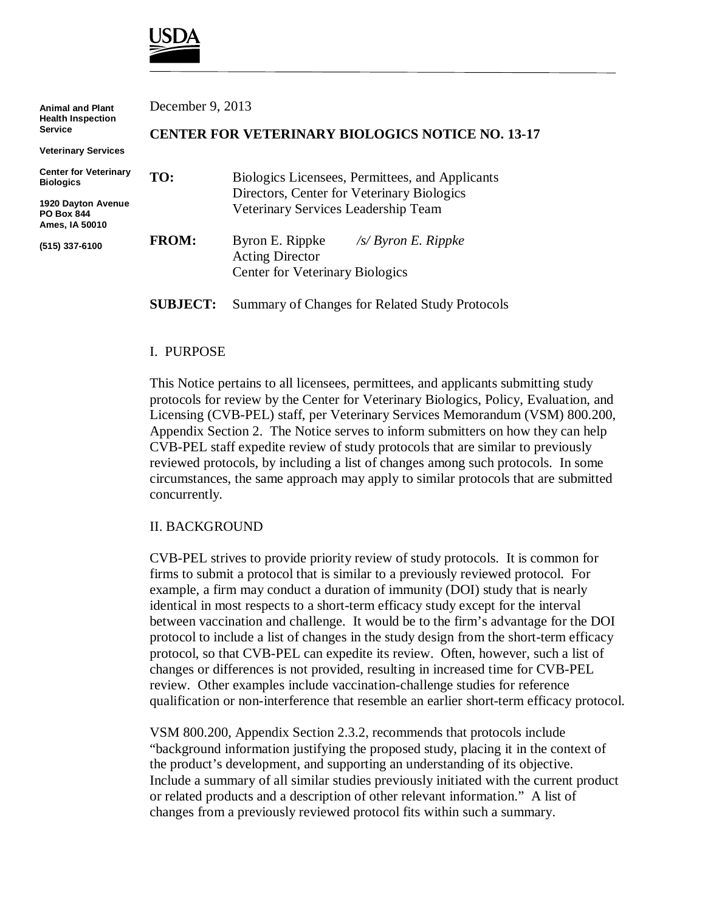USDA

Animal and Plant Health Inspection Service

Veterinary Services

Center for Veterinary Biologics

1920 Dayton Avenue
PO Box 844
Ames, IA 50010

(515) 337-6100

December 9, 2013

**CENTER FOR VETERINARY BIOLOGICS NOTICE NO. 13-17**

**TO:** Biologics Licensees, Permittees, and Applicants
Directors, Center for Veterinary Biologics
Veterinary Services Leadership Team

**FROM:** Byron E. Rippke *&nbsp;/s/ Byron E. Rippke*
Acting Director
Center for Veterinary Biologics

**SUBJECT:** Summary of Changes for Related Study Protocols

I. PURPOSE

This Notice pertains to all licensees, permittees, and applicants submitting study protocols for review by the Center for Veterinary Biologics, Policy, Evaluation, and Licensing (CVB-PEL) staff, per Veterinary Services Memorandum (VSM) 800.200, Appendix Section 2. The Notice serves to inform submitters on how they can help CVB-PEL staff expedite review of study protocols that are similar to previously reviewed protocols, by including a list of changes among such protocols. In some circumstances, the same approach may apply to similar protocols that are submitted concurrently.

II. BACKGROUND

CVB-PEL strives to provide priority review of study protocols. It is common for firms to submit a protocol that is similar to a previously reviewed protocol. For example, a firm may conduct a duration of immunity (DOI) study that is nearly identical in most respects to a short-term efficacy study except for the interval between vaccination and challenge. It would be to the firm's advantage for the DOI protocol to include a list of changes in the study design from the short-term efficacy protocol, so that CVB-PEL can expedite its review. Often, however, such a list of changes or differences is not provided, resulting in increased time for CVB-PEL review. Other examples include vaccination-challenge studies for reference qualification or non-interference that resemble an earlier short-term efficacy protocol.

VSM 800.200, Appendix Section 2.3.2, recommends that protocols include "background information justifying the proposed study, placing it in the context of the product's development, and supporting an understanding of its objective. Include a summary of all similar studies previously initiated with the current product or related products and a description of other relevant information." A list of changes from a previously reviewed protocol fits within such a summary.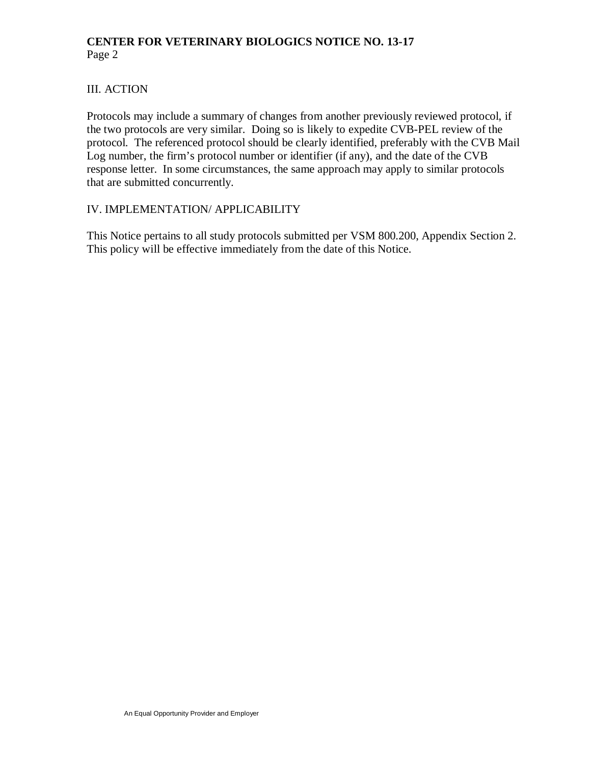## III. ACTION

Protocols may include a summary of changes from another previously reviewed protocol, if the two protocols are very similar. Doing so is likely to expedite CVB-PEL review of the protocol. The referenced protocol should be clearly identified, preferably with the CVB Mail Log number, the firm's protocol number or identifier (if any), and the date of the CVB response letter. In some circumstances, the same approach may apply to similar protocols that are submitted concurrently.

## IV. IMPLEMENTATION/ APPLICABILITY

This Notice pertains to all study protocols submitted per VSM 800.200, Appendix Section 2. This policy will be effective immediately from the date of this Notice.